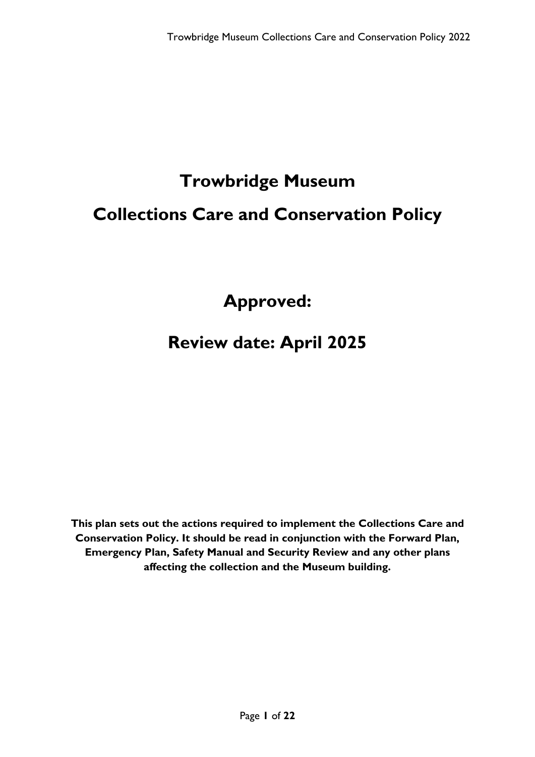# Trowbridge Museum

# Collections Care and Conservation Policy

## Approved:

## Review date: April 2025

**This plan sets out the actions required to implement the Collections Care and Conservation Policy. It should be read in conjunction with the Forward Plan, Emergency Plan, Safety Manual and Security Review and any other plans affecting the collection and the Museum building.**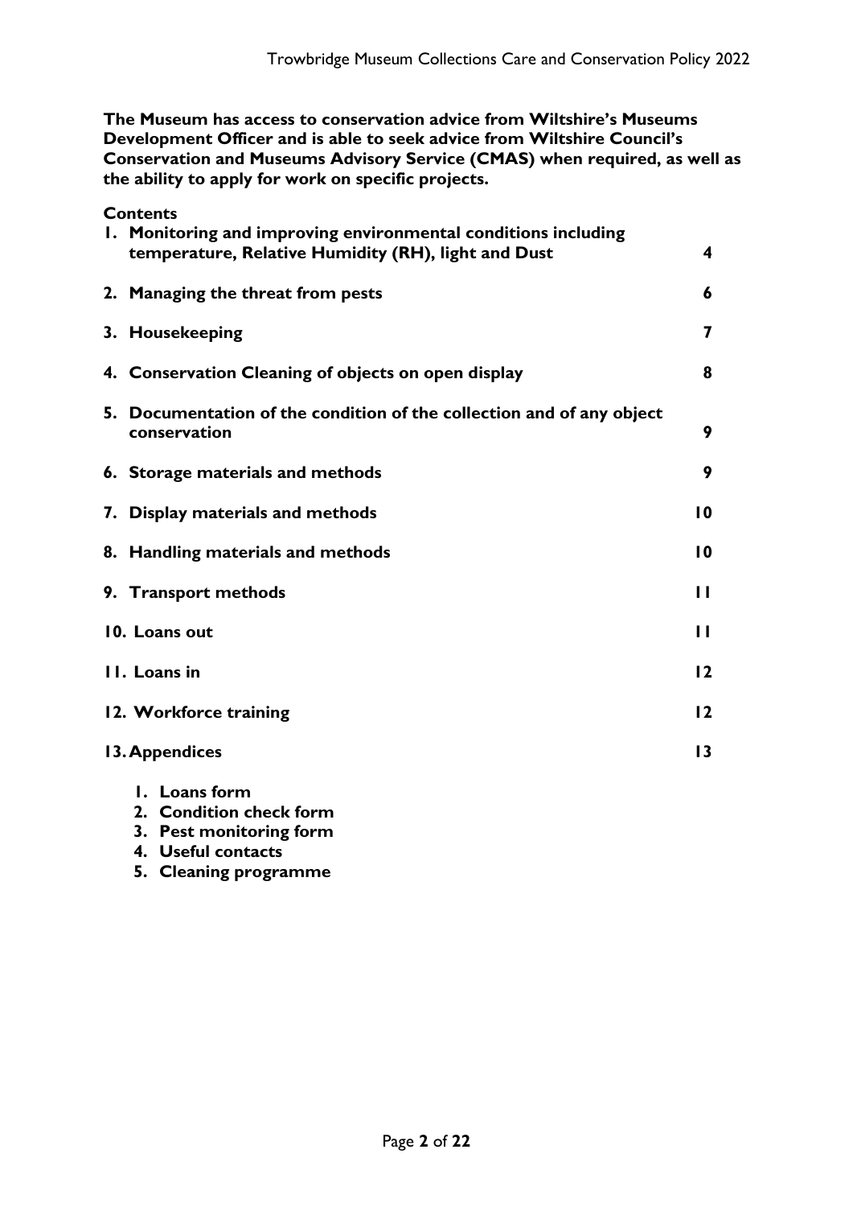**The Museum has access to conservation advice from Wiltshire's Museums Development Officer and is able to seek advice from Wiltshire Council's Conservation and Museums Advisory Service (CMAS) when required, as well as the ability to apply for work on specific projects.**

**Contents**

| | |
|---|---|
| **1. Monitoring and improving environmental conditions including temperature, Relative Humidity (RH), light and Dust** | **4** |
| **2. Managing the threat from pests** | **6** |
| **3. Housekeeping** | **7** |
| **4. Conservation Cleaning of objects on open display** | **8** |
| **5. Documentation of the condition of the collection and of any object conservation** | **9** |
| **6. Storage materials and methods** | **9** |
| **7. Display materials and methods** | **10** |
| **8. Handling materials and methods** | **10** |
| **9. Transport methods** | **11** |
| **10. Loans out** | **11** |
| **11. Loans in** | **12** |
| **12. Workforce training** | **12** |
| **13. Appendices** | **13** |

1. **Loans form**
2. **Condition check form**
3. **Pest monitoring form**
4. **Useful contacts**
5. **Cleaning programme**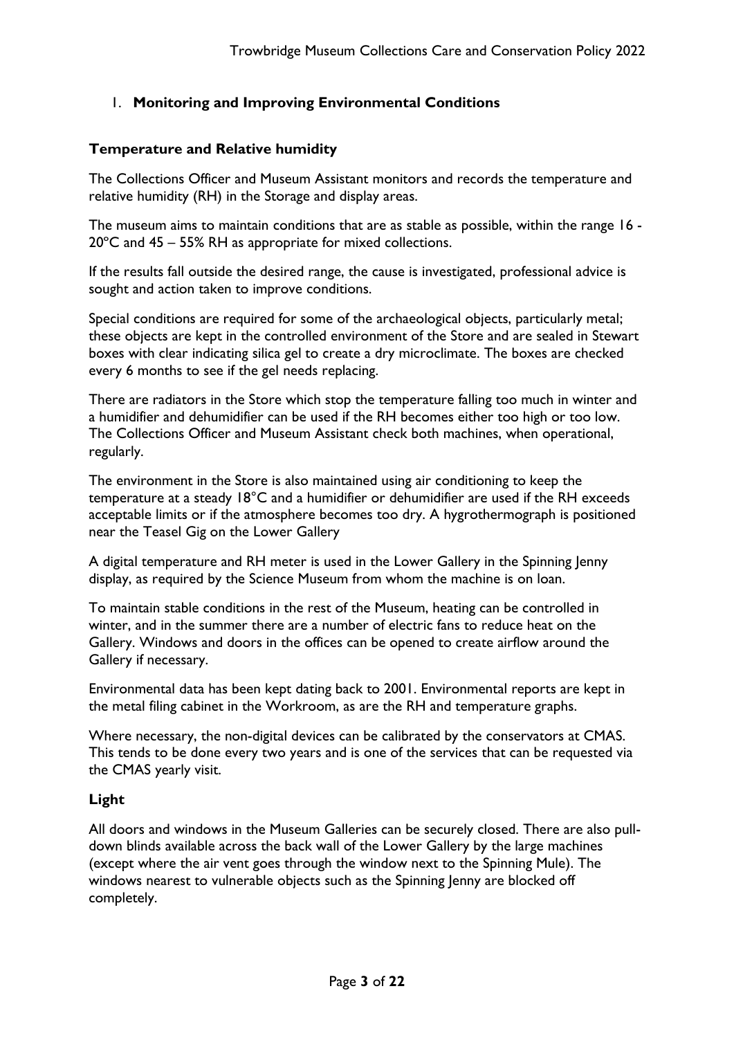## 1. **Monitoring and Improving Environmental Conditions**

### Temperature and Relative humidity

The Collections Officer and Museum Assistant monitors and records the temperature and relative humidity (RH) in the Storage and display areas.

The museum aims to maintain conditions that are as stable as possible, within the range 16 - 20°C and 45 – 55% RH as appropriate for mixed collections.

If the results fall outside the desired range, the cause is investigated, professional advice is sought and action taken to improve conditions.

Special conditions are required for some of the archaeological objects, particularly metal; these objects are kept in the controlled environment of the Store and are sealed in Stewart boxes with clear indicating silica gel to create a dry microclimate. The boxes are checked every 6 months to see if the gel needs replacing.

There are radiators in the Store which stop the temperature falling too much in winter and a humidifier and dehumidifier can be used if the RH becomes either too high or too low. The Collections Officer and Museum Assistant check both machines, when operational, regularly.

The environment in the Store is also maintained using air conditioning to keep the temperature at a steady 18°C and a humidifier or dehumidifier are used if the RH exceeds acceptable limits or if the atmosphere becomes too dry. A hygrothermograph is positioned near the Teasel Gig on the Lower Gallery

A digital temperature and RH meter is used in the Lower Gallery in the Spinning Jenny display, as required by the Science Museum from whom the machine is on loan.

To maintain stable conditions in the rest of the Museum, heating can be controlled in winter, and in the summer there are a number of electric fans to reduce heat on the Gallery. Windows and doors in the offices can be opened to create airflow around the Gallery if necessary.

Environmental data has been kept dating back to 2001. Environmental reports are kept in the metal filing cabinet in the Workroom, as are the RH and temperature graphs.

Where necessary, the non-digital devices can be calibrated by the conservators at CMAS. This tends to be done every two years and is one of the services that can be requested via the CMAS yearly visit.

### Light

All doors and windows in the Museum Galleries can be securely closed. There are also pull-down blinds available across the back wall of the Lower Gallery by the large machines (except where the air vent goes through the window next to the Spinning Mule). The windows nearest to vulnerable objects such as the Spinning Jenny are blocked off completely.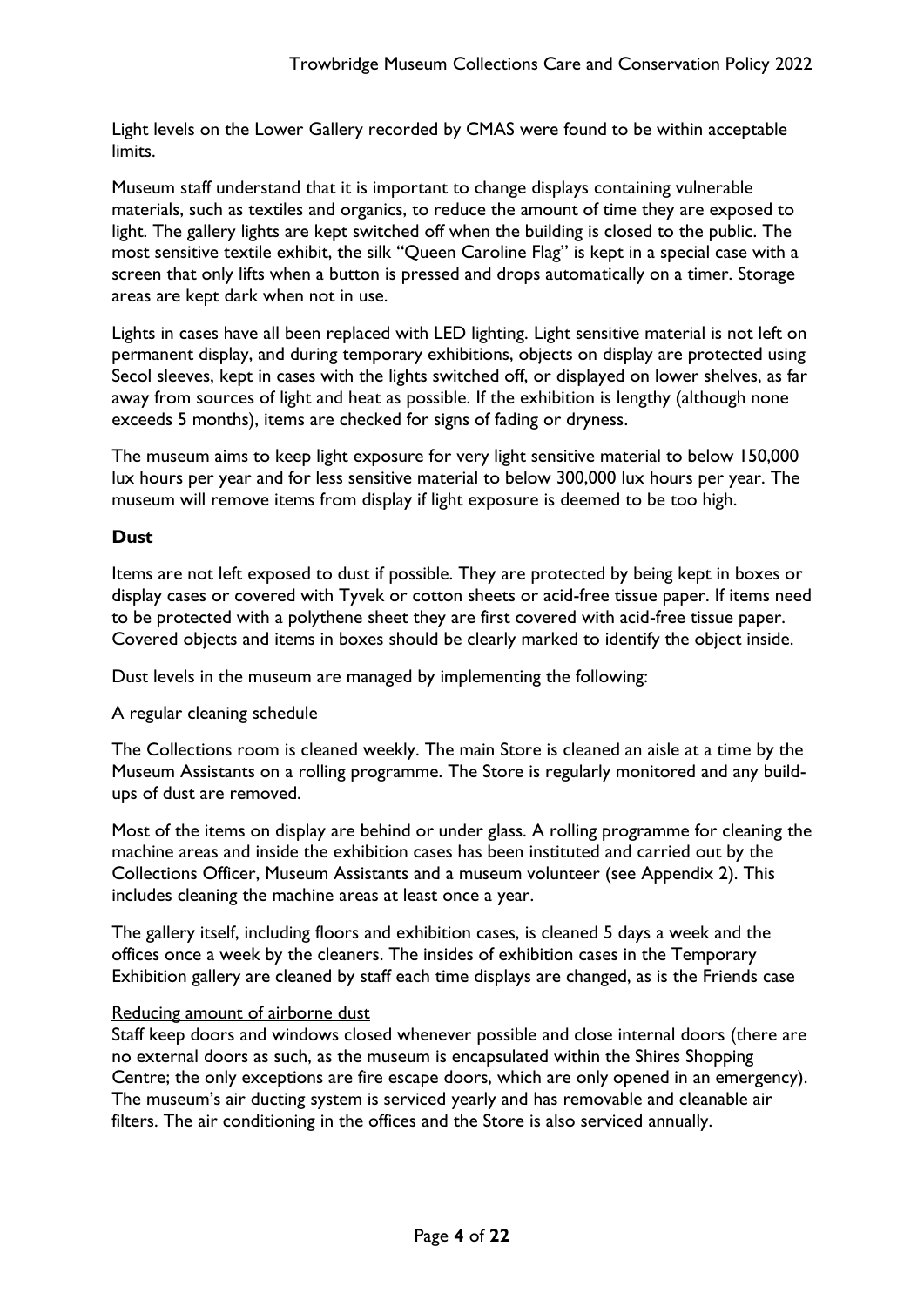Light levels on the Lower Gallery recorded by CMAS were found to be within acceptable limits.

Museum staff understand that it is important to change displays containing vulnerable materials, such as textiles and organics, to reduce the amount of time they are exposed to light. The gallery lights are kept switched off when the building is closed to the public. The most sensitive textile exhibit, the silk "Queen Caroline Flag" is kept in a special case with a screen that only lifts when a button is pressed and drops automatically on a timer. Storage areas are kept dark when not in use.

Lights in cases have all been replaced with LED lighting. Light sensitive material is not left on permanent display, and during temporary exhibitions, objects on display are protected using Secol sleeves, kept in cases with the lights switched off, or displayed on lower shelves, as far away from sources of light and heat as possible. If the exhibition is lengthy (although none exceeds 5 months), items are checked for signs of fading or dryness.

The museum aims to keep light exposure for very light sensitive material to below 150,000 lux hours per year and for less sensitive material to below 300,000 lux hours per year. The museum will remove items from display if light exposure is deemed to be too high.

### Dust

Items are not left exposed to dust if possible. They are protected by being kept in boxes or display cases or covered with Tyvek or cotton sheets or acid-free tissue paper. If items need to be protected with a polythene sheet they are first covered with acid-free tissue paper. Covered objects and items in boxes should be clearly marked to identify the object inside.

Dust levels in the museum are managed by implementing the following:

<u>A regular cleaning schedule</u>

The Collections room is cleaned weekly. The main Store is cleaned an aisle at a time by the Museum Assistants on a rolling programme. The Store is regularly monitored and any build-ups of dust are removed.

Most of the items on display are behind or under glass. A rolling programme for cleaning the machine areas and inside the exhibition cases has been instituted and carried out by the Collections Officer, Museum Assistants and a museum volunteer (see Appendix 2). This includes cleaning the machine areas at least once a year.

The gallery itself, including floors and exhibition cases, is cleaned 5 days a week and the offices once a week by the cleaners. The insides of exhibition cases in the Temporary Exhibition gallery are cleaned by staff each time displays are changed, as is the Friends case

<u>Reducing amount of airborne dust</u>

Staff keep doors and windows closed whenever possible and close internal doors (there are no external doors as such, as the museum is encapsulated within the Shires Shopping Centre; the only exceptions are fire escape doors, which are only opened in an emergency). The museum's air ducting system is serviced yearly and has removable and cleanable air filters. The air conditioning in the offices and the Store is also serviced annually.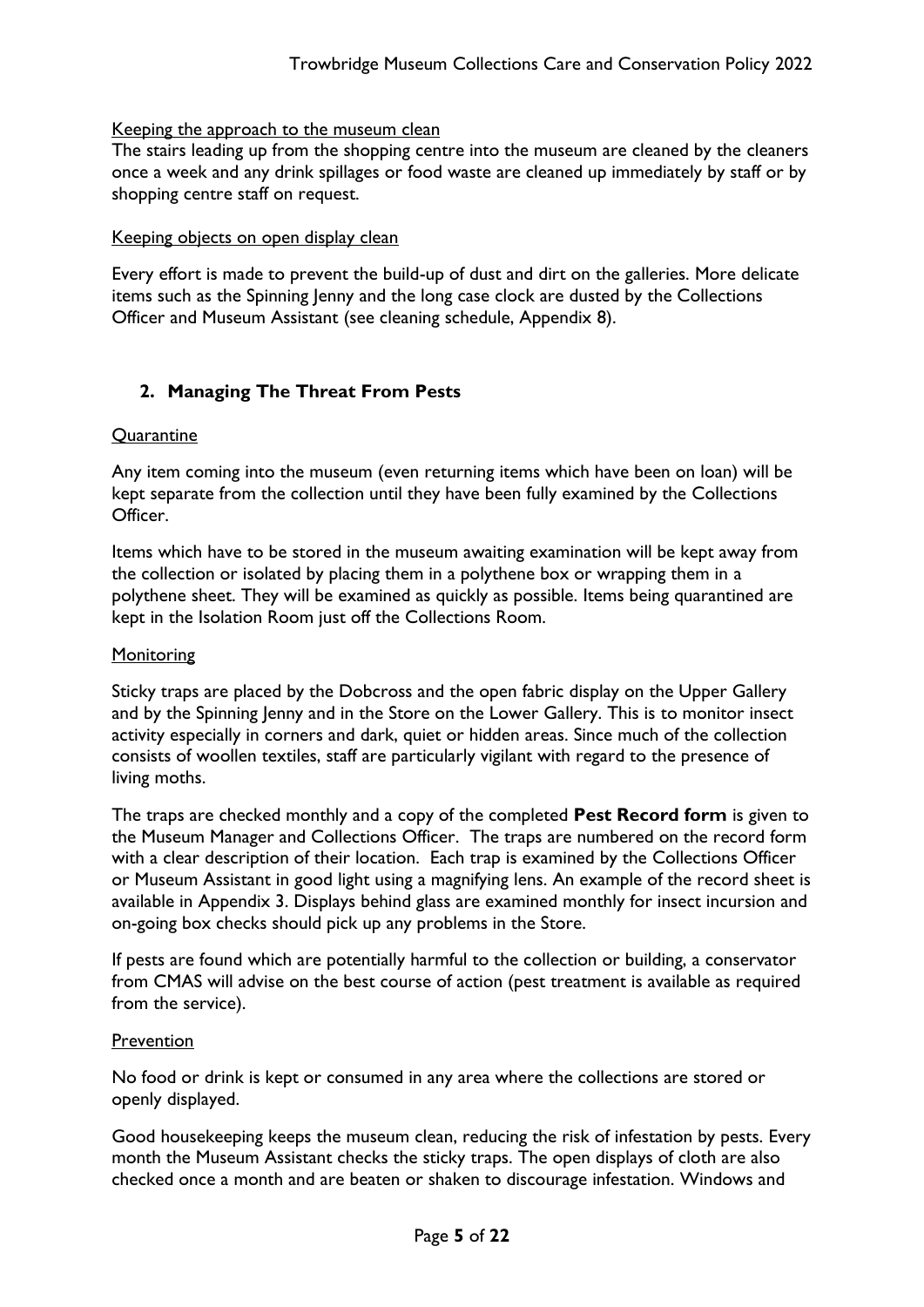Keeping the approach to the museum clean

The stairs leading up from the shopping centre into the museum are cleaned by the cleaners once a week and any drink spillages or food waste are cleaned up immediately by staff or by shopping centre staff on request.

Keeping objects on open display clean

Every effort is made to prevent the build-up of dust and dirt on the galleries. More delicate items such as the Spinning Jenny and the long case clock are dusted by the Collections Officer and Museum Assistant (see cleaning schedule, Appendix 8).

## 2. Managing The Threat From Pests

Quarantine

Any item coming into the museum (even returning items which have been on loan) will be kept separate from the collection until they have been fully examined by the Collections Officer.

Items which have to be stored in the museum awaiting examination will be kept away from the collection or isolated by placing them in a polythene box or wrapping them in a polythene sheet. They will be examined as quickly as possible. Items being quarantined are kept in the Isolation Room just off the Collections Room.

Monitoring

Sticky traps are placed by the Dobcross and the open fabric display on the Upper Gallery and by the Spinning Jenny and in the Store on the Lower Gallery. This is to monitor insect activity especially in corners and dark, quiet or hidden areas. Since much of the collection consists of woollen textiles, staff are particularly vigilant with regard to the presence of living moths.

The traps are checked monthly and a copy of the completed **Pest Record form** is given to the Museum Manager and Collections Officer. The traps are numbered on the record form with a clear description of their location. Each trap is examined by the Collections Officer or Museum Assistant in good light using a magnifying lens. An example of the record sheet is available in Appendix 3. Displays behind glass are examined monthly for insect incursion and on-going box checks should pick up any problems in the Store.

If pests are found which are potentially harmful to the collection or building, a conservator from CMAS will advise on the best course of action (pest treatment is available as required from the service).

Prevention

No food or drink is kept or consumed in any area where the collections are stored or openly displayed.

Good housekeeping keeps the museum clean, reducing the risk of infestation by pests. Every month the Museum Assistant checks the sticky traps. The open displays of cloth are also checked once a month and are beaten or shaken to discourage infestation. Windows and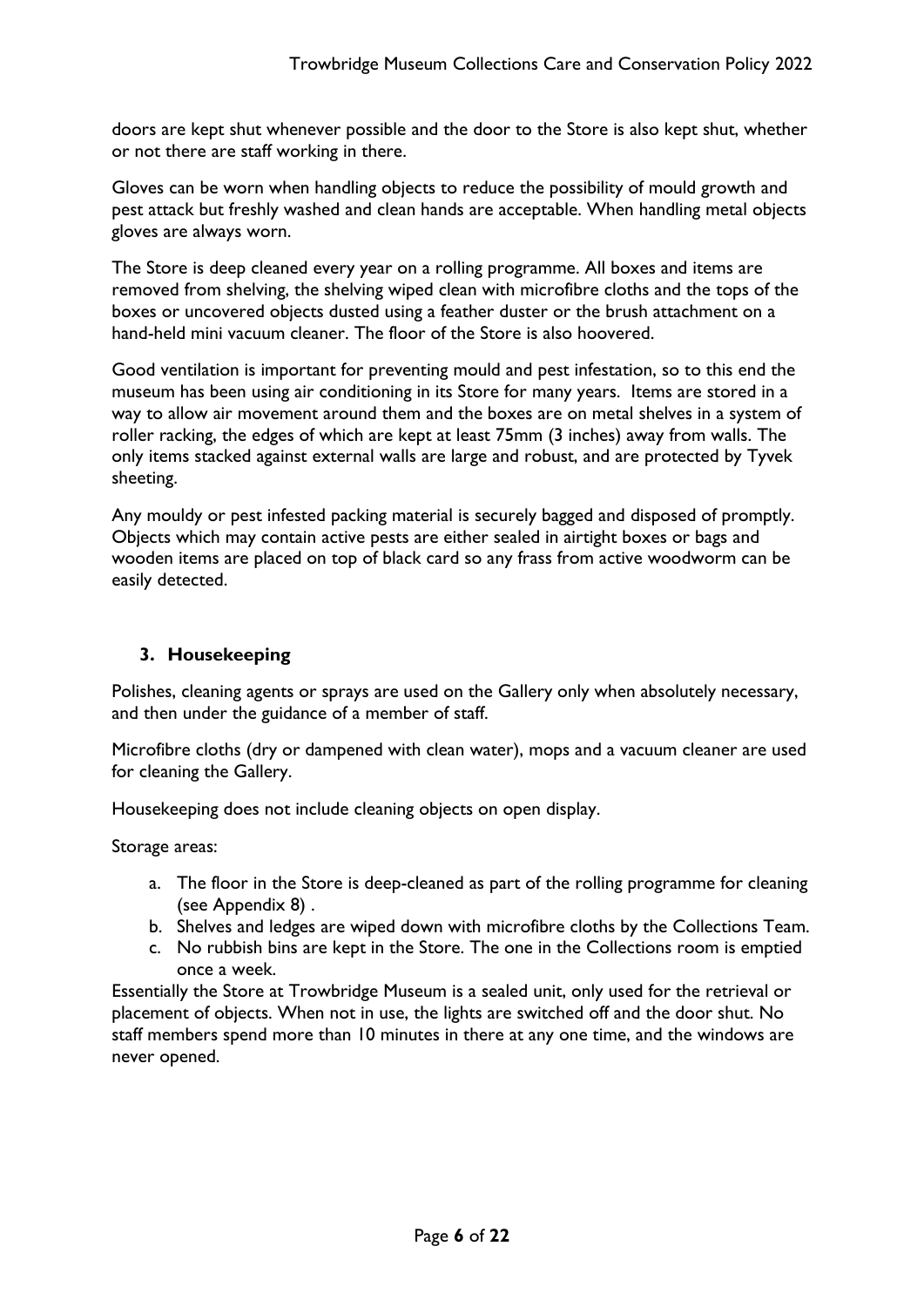doors are kept shut whenever possible and the door to the Store is also kept shut, whether or not there are staff working in there.

Gloves can be worn when handling objects to reduce the possibility of mould growth and pest attack but freshly washed and clean hands are acceptable. When handling metal objects gloves are always worn.

The Store is deep cleaned every year on a rolling programme. All boxes and items are removed from shelving, the shelving wiped clean with microfibre cloths and the tops of the boxes or uncovered objects dusted using a feather duster or the brush attachment on a hand-held mini vacuum cleaner. The floor of the Store is also hoovered.

Good ventilation is important for preventing mould and pest infestation, so to this end the museum has been using air conditioning in its Store for many years. Items are stored in a way to allow air movement around them and the boxes are on metal shelves in a system of roller racking, the edges of which are kept at least 75mm (3 inches) away from walls. The only items stacked against external walls are large and robust, and are protected by Tyvek sheeting.

Any mouldy or pest infested packing material is securely bagged and disposed of promptly. Objects which may contain active pests are either sealed in airtight boxes or bags and wooden items are placed on top of black card so any frass from active woodworm can be easily detected.

## 3. Housekeeping

Polishes, cleaning agents or sprays are used on the Gallery only when absolutely necessary, and then under the guidance of a member of staff.

Microfibre cloths (dry or dampened with clean water), mops and a vacuum cleaner are used for cleaning the Gallery.

Housekeeping does not include cleaning objects on open display.

Storage areas:

a. The floor in the Store is deep-cleaned as part of the rolling programme for cleaning (see Appendix 8) .
b. Shelves and ledges are wiped down with microfibre cloths by the Collections Team.
c. No rubbish bins are kept in the Store. The one in the Collections room is emptied once a week.

Essentially the Store at Trowbridge Museum is a sealed unit, only used for the retrieval or placement of objects. When not in use, the lights are switched off and the door shut. No staff members spend more than 10 minutes in there at any one time, and the windows are never opened.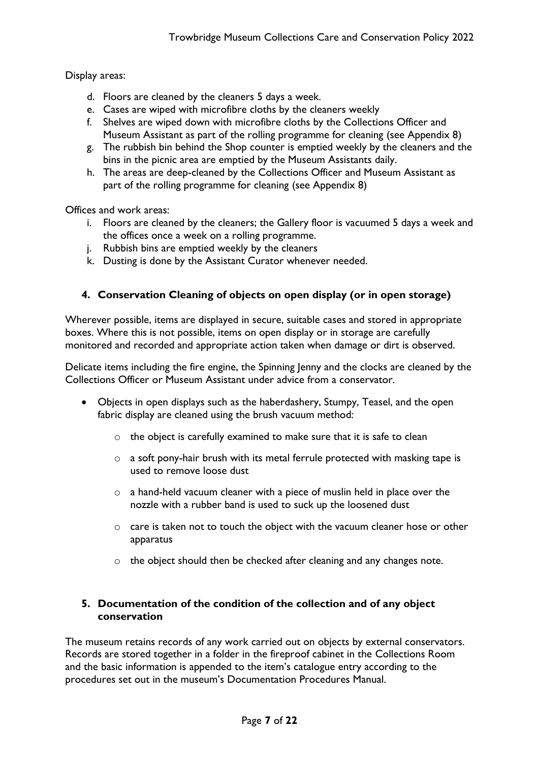Display areas:

d. Floors are cleaned by the cleaners 5 days a week.
e. Cases are wiped with microfibre cloths by the cleaners weekly
f. Shelves are wiped down with microfibre cloths by the Collections Officer and Museum Assistant as part of the rolling programme for cleaning (see Appendix 8)
g. The rubbish bin behind the Shop counter is emptied weekly by the cleaners and the bins in the picnic area are emptied by the Museum Assistants daily.
h. The areas are deep-cleaned by the Collections Officer and Museum Assistant as part of the rolling programme for cleaning (see Appendix 8)

Offices and work areas:

i. Floors are cleaned by the cleaners; the Gallery floor is vacuumed 5 days a week and the offices once a week on a rolling programme.
j. Rubbish bins are emptied weekly by the cleaners
k. Dusting is done by the Assistant Curator whenever needed.

## 4. Conservation Cleaning of objects on open display (or in open storage)

Wherever possible, items are displayed in secure, suitable cases and stored in appropriate boxes. Where this is not possible, items on open display or in storage are carefully monitored and recorded and appropriate action taken when damage or dirt is observed.

Delicate items including the fire engine, the Spinning Jenny and the clocks are cleaned by the Collections Officer or Museum Assistant under advice from a conservator.

- Objects in open displays such as the haberdashery, Stumpy, Teasel, and the open fabric display are cleaned using the brush vacuum method:
  - the object is carefully examined to make sure that it is safe to clean
  - a soft pony-hair brush with its metal ferrule protected with masking tape is used to remove loose dust
  - a hand-held vacuum cleaner with a piece of muslin held in place over the nozzle with a rubber band is used to suck up the loosened dust
  - care is taken not to touch the object with the vacuum cleaner hose or other apparatus
  - the object should then be checked after cleaning and any changes note.

## 5. Documentation of the condition of the collection and of any object conservation

The museum retains records of any work carried out on objects by external conservators. Records are stored together in a folder in the fireproof cabinet in the Collections Room and the basic information is appended to the item's catalogue entry according to the procedures set out in the museum's Documentation Procedures Manual.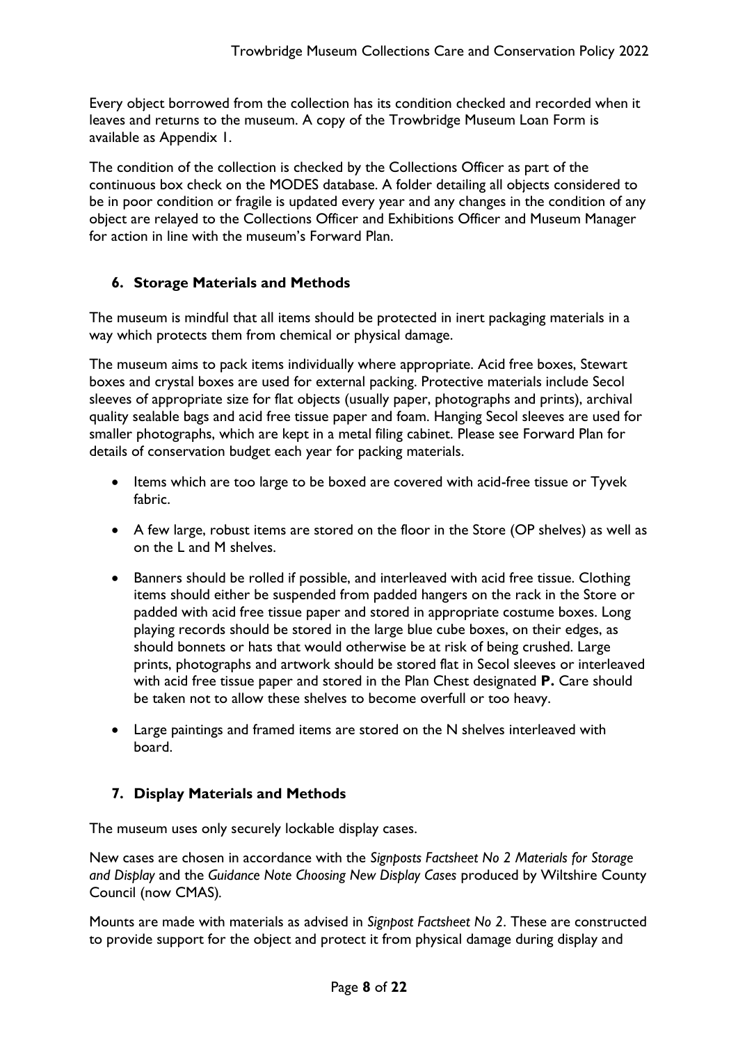Every object borrowed from the collection has its condition checked and recorded when it leaves and returns to the museum. A copy of the Trowbridge Museum Loan Form is available as Appendix 1.

The condition of the collection is checked by the Collections Officer as part of the continuous box check on the MODES database. A folder detailing all objects considered to be in poor condition or fragile is updated every year and any changes in the condition of any object are relayed to the Collections Officer and Exhibitions Officer and Museum Manager for action in line with the museum's Forward Plan.

## 6. Storage Materials and Methods

The museum is mindful that all items should be protected in inert packaging materials in a way which protects them from chemical or physical damage.

The museum aims to pack items individually where appropriate. Acid free boxes, Stewart boxes and crystal boxes are used for external packing. Protective materials include Secol sleeves of appropriate size for flat objects (usually paper, photographs and prints), archival quality sealable bags and acid free tissue paper and foam. Hanging Secol sleeves are used for smaller photographs, which are kept in a metal filing cabinet. Please see Forward Plan for details of conservation budget each year for packing materials.

- Items which are too large to be boxed are covered with acid-free tissue or Tyvek fabric.
- A few large, robust items are stored on the floor in the Store (OP shelves) as well as on the L and M shelves.
- Banners should be rolled if possible, and interleaved with acid free tissue. Clothing items should either be suspended from padded hangers on the rack in the Store or padded with acid free tissue paper and stored in appropriate costume boxes. Long playing records should be stored in the large blue cube boxes, on their edges, as should bonnets or hats that would otherwise be at risk of being crushed. Large prints, photographs and artwork should be stored flat in Secol sleeves or interleaved with acid free tissue paper and stored in the Plan Chest designated **P.** Care should be taken not to allow these shelves to become overfull or too heavy.
- Large paintings and framed items are stored on the N shelves interleaved with board.

## 7. Display Materials and Methods

The museum uses only securely lockable display cases.

New cases are chosen in accordance with the *Signposts Factsheet No 2 Materials for Storage and Display* and the *Guidance Note Choosing New Display Cases* produced by Wiltshire County Council (now CMAS).

Mounts are made with materials as advised in *Signpost Factsheet No 2*. These are constructed to provide support for the object and protect it from physical damage during display and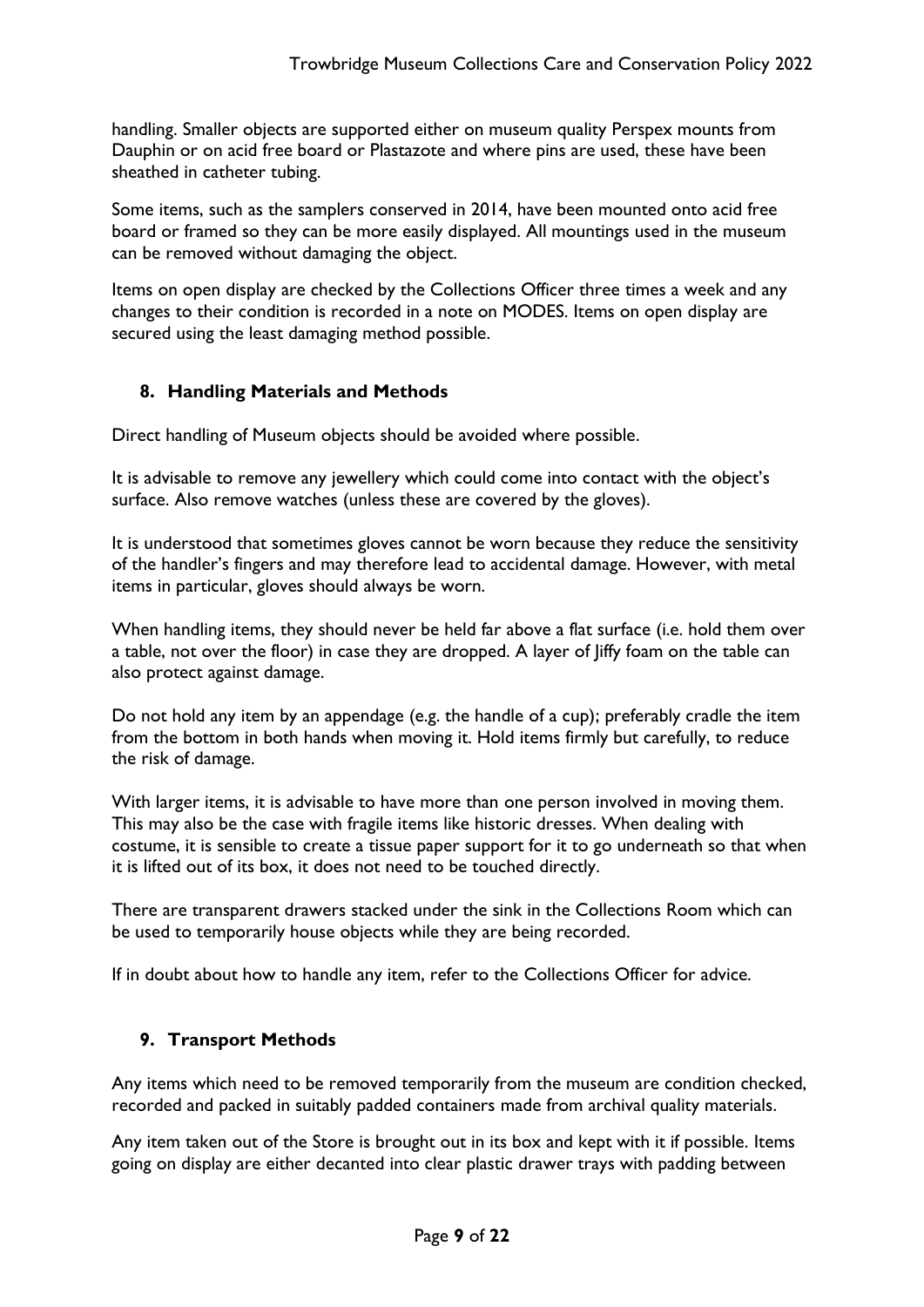handling. Smaller objects are supported either on museum quality Perspex mounts from Dauphin or on acid free board or Plastazote and where pins are used, these have been sheathed in catheter tubing.

Some items, such as the samplers conserved in 2014, have been mounted onto acid free board or framed so they can be more easily displayed. All mountings used in the museum can be removed without damaging the object.

Items on open display are checked by the Collections Officer three times a week and any changes to their condition is recorded in a note on MODES. Items on open display are secured using the least damaging method possible.

## 8. Handling Materials and Methods

Direct handling of Museum objects should be avoided where possible.

It is advisable to remove any jewellery which could come into contact with the object's surface. Also remove watches (unless these are covered by the gloves).

It is understood that sometimes gloves cannot be worn because they reduce the sensitivity of the handler's fingers and may therefore lead to accidental damage. However, with metal items in particular, gloves should always be worn.

When handling items, they should never be held far above a flat surface (i.e. hold them over a table, not over the floor) in case they are dropped. A layer of Jiffy foam on the table can also protect against damage.

Do not hold any item by an appendage (e.g. the handle of a cup); preferably cradle the item from the bottom in both hands when moving it. Hold items firmly but carefully, to reduce the risk of damage.

With larger items, it is advisable to have more than one person involved in moving them. This may also be the case with fragile items like historic dresses. When dealing with costume, it is sensible to create a tissue paper support for it to go underneath so that when it is lifted out of its box, it does not need to be touched directly.

There are transparent drawers stacked under the sink in the Collections Room which can be used to temporarily house objects while they are being recorded.

If in doubt about how to handle any item, refer to the Collections Officer for advice.

## 9. Transport Methods

Any items which need to be removed temporarily from the museum are condition checked, recorded and packed in suitably padded containers made from archival quality materials.

Any item taken out of the Store is brought out in its box and kept with it if possible. Items going on display are either decanted into clear plastic drawer trays with padding between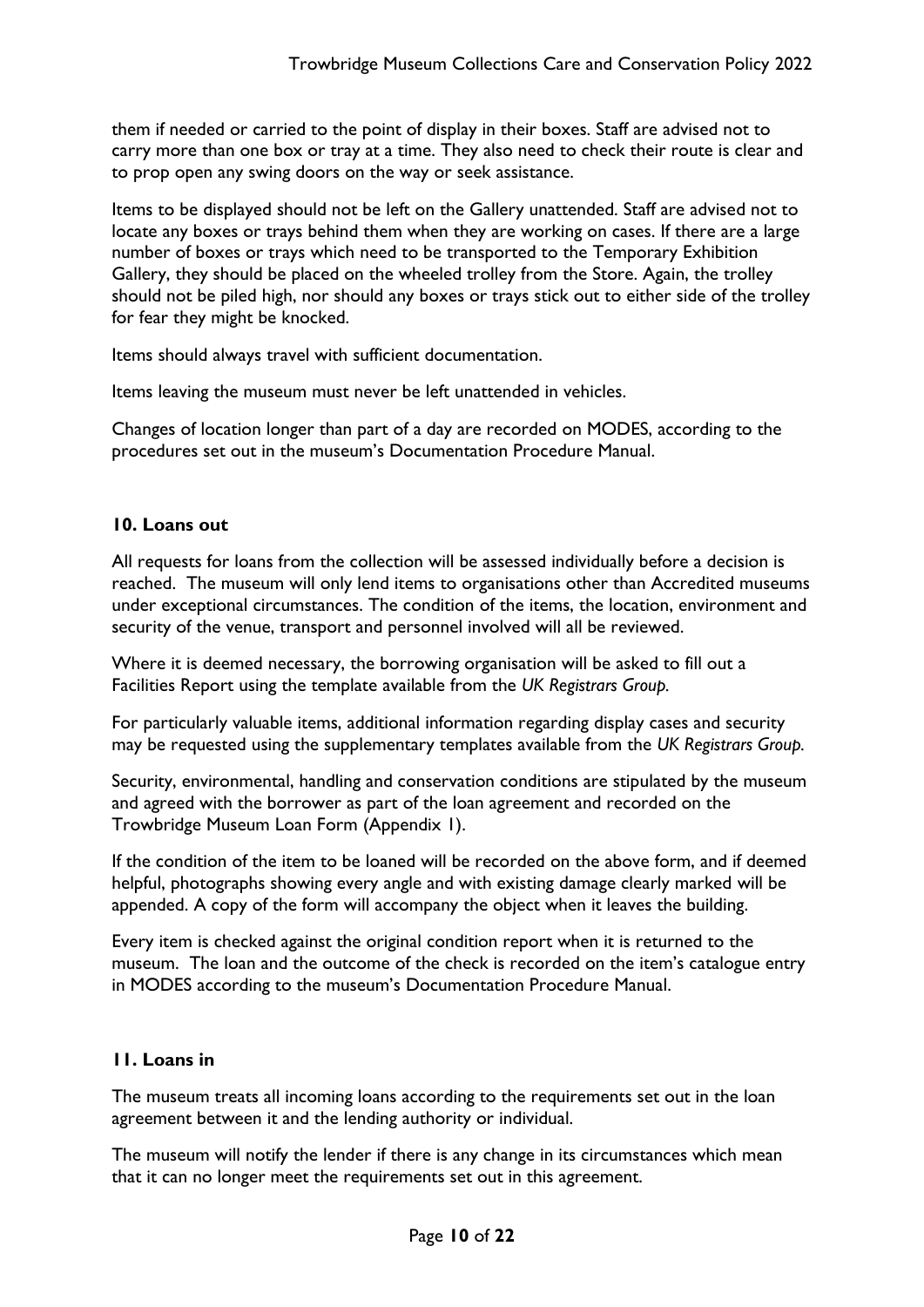them if needed or carried to the point of display in their boxes. Staff are advised not to carry more than one box or tray at a time. They also need to check their route is clear and to prop open any swing doors on the way or seek assistance.

Items to be displayed should not be left on the Gallery unattended. Staff are advised not to locate any boxes or trays behind them when they are working on cases. If there are a large number of boxes or trays which need to be transported to the Temporary Exhibition Gallery, they should be placed on the wheeled trolley from the Store. Again, the trolley should not be piled high, nor should any boxes or trays stick out to either side of the trolley for fear they might be knocked.

Items should always travel with sufficient documentation.

Items leaving the museum must never be left unattended in vehicles.

Changes of location longer than part of a day are recorded on MODES, according to the procedures set out in the museum's Documentation Procedure Manual.

## 10. Loans out

All requests for loans from the collection will be assessed individually before a decision is reached. The museum will only lend items to organisations other than Accredited museums under exceptional circumstances. The condition of the items, the location, environment and security of the venue, transport and personnel involved will all be reviewed.

Where it is deemed necessary, the borrowing organisation will be asked to fill out a Facilities Report using the template available from the *UK Registrars Group*.

For particularly valuable items, additional information regarding display cases and security may be requested using the supplementary templates available from the *UK Registrars Group*.

Security, environmental, handling and conservation conditions are stipulated by the museum and agreed with the borrower as part of the loan agreement and recorded on the Trowbridge Museum Loan Form (Appendix 1).

If the condition of the item to be loaned will be recorded on the above form, and if deemed helpful, photographs showing every angle and with existing damage clearly marked will be appended. A copy of the form will accompany the object when it leaves the building.

Every item is checked against the original condition report when it is returned to the museum. The loan and the outcome of the check is recorded on the item's catalogue entry in MODES according to the museum's Documentation Procedure Manual.

## 11. Loans in

The museum treats all incoming loans according to the requirements set out in the loan agreement between it and the lending authority or individual.

The museum will notify the lender if there is any change in its circumstances which mean that it can no longer meet the requirements set out in this agreement.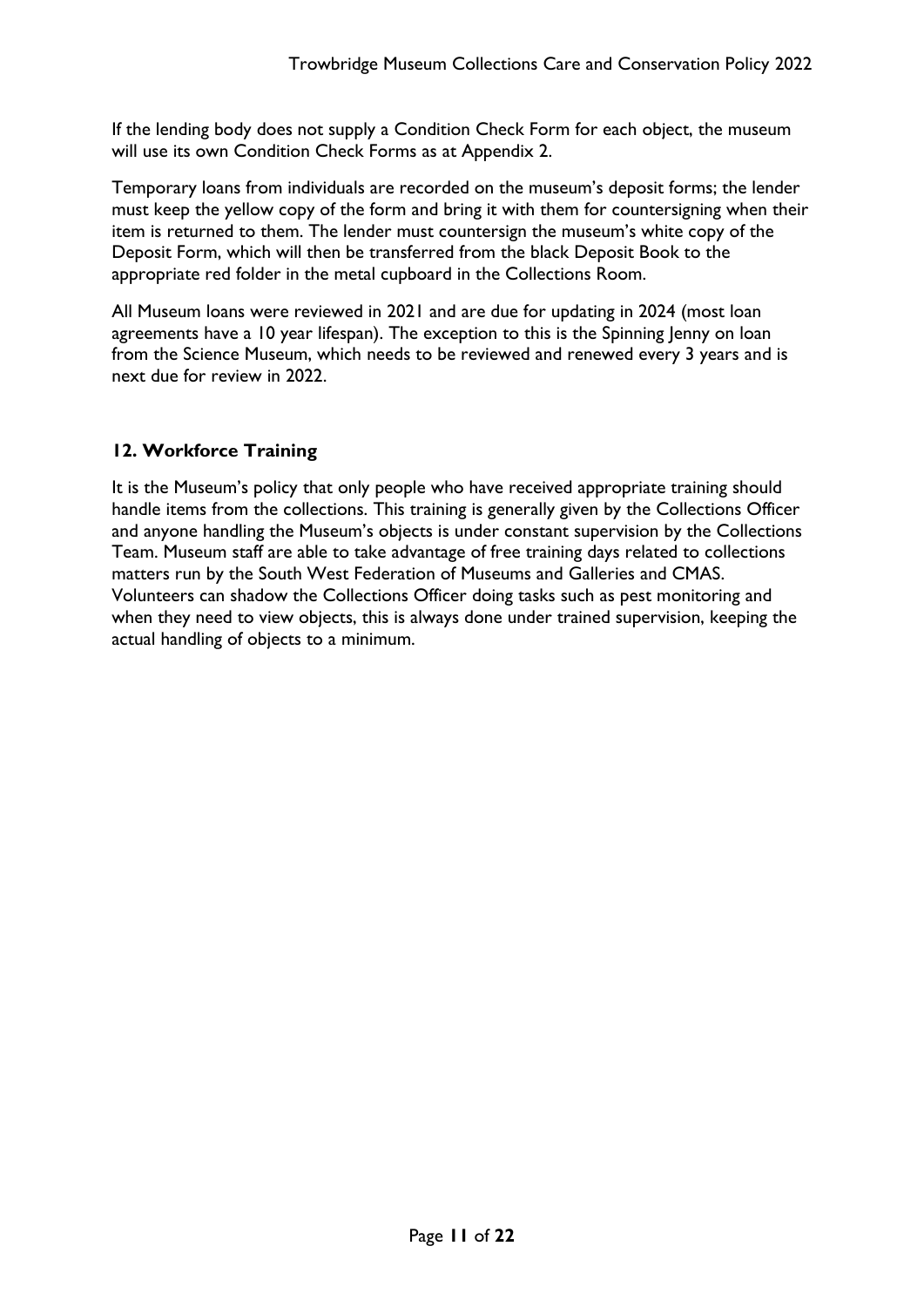If the lending body does not supply a Condition Check Form for each object, the museum will use its own Condition Check Forms as at Appendix 2.

Temporary loans from individuals are recorded on the museum's deposit forms; the lender must keep the yellow copy of the form and bring it with them for countersigning when their item is returned to them. The lender must countersign the museum's white copy of the Deposit Form, which will then be transferred from the black Deposit Book to the appropriate red folder in the metal cupboard in the Collections Room.

All Museum loans were reviewed in 2021 and are due for updating in 2024 (most loan agreements have a 10 year lifespan). The exception to this is the Spinning Jenny on loan from the Science Museum, which needs to be reviewed and renewed every 3 years and is next due for review in 2022.

## 12. Workforce Training

It is the Museum's policy that only people who have received appropriate training should handle items from the collections. This training is generally given by the Collections Officer and anyone handling the Museum's objects is under constant supervision by the Collections Team. Museum staff are able to take advantage of free training days related to collections matters run by the South West Federation of Museums and Galleries and CMAS. Volunteers can shadow the Collections Officer doing tasks such as pest monitoring and when they need to view objects, this is always done under trained supervision, keeping the actual handling of objects to a minimum.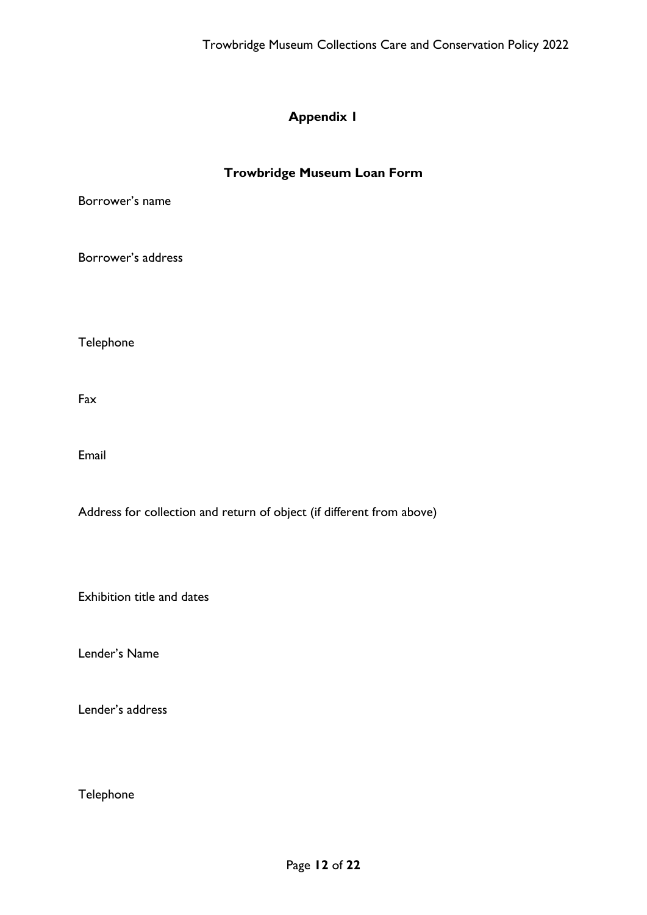## Appendix 1

### Trowbridge Museum Loan Form

Borrower's name

Borrower's address

Telephone

Fax

Email

Address for collection and return of object (if different from above)

Exhibition title and dates

Lender's Name

Lender's address

Telephone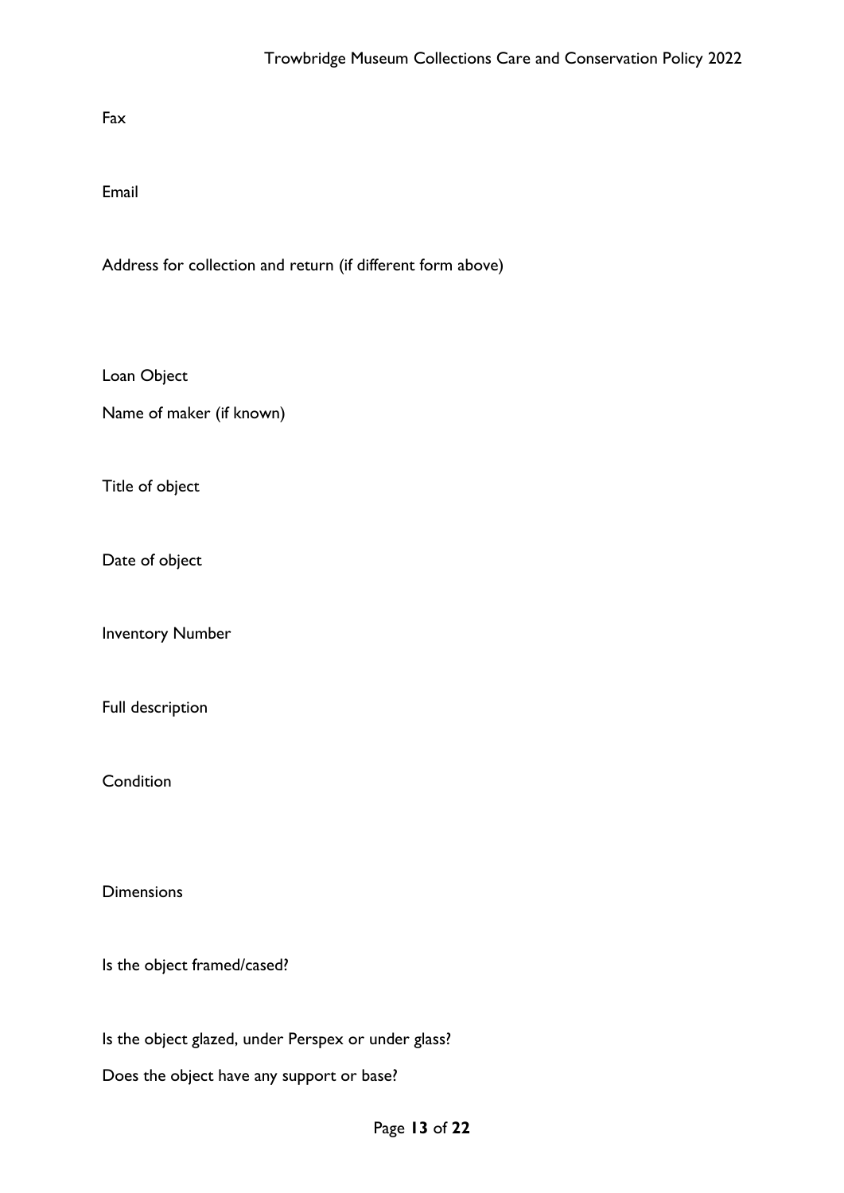Fax

Email

Address for collection and return (if different form above)

Loan Object

Name of maker (if known)

Title of object

Date of object

Inventory Number

Full description

Condition

Dimensions

Is the object framed/cased?

Is the object glazed, under Perspex or under glass?

Does the object have any support or base?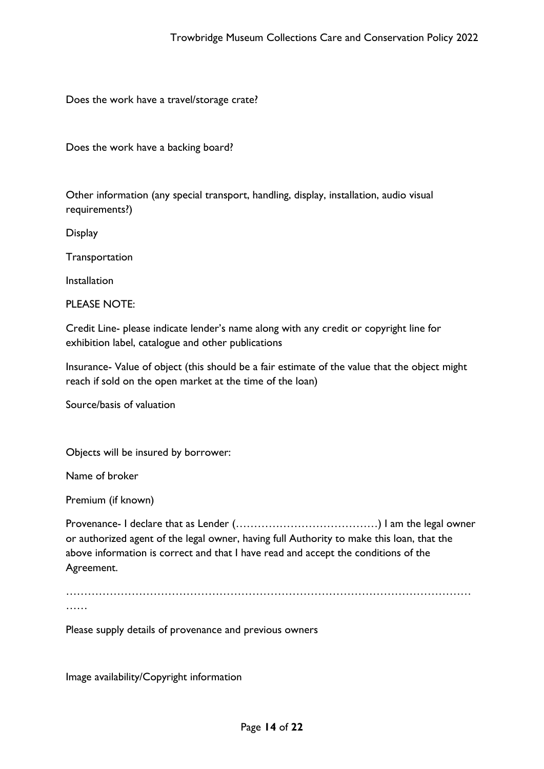Does the work have a travel/storage crate?

Does the work have a backing board?

Other information (any special transport, handling, display, installation, audio visual requirements?)

Display

Transportation

Installation

PLEASE NOTE:

Credit Line- please indicate lender's name along with any credit or copyright line for exhibition label, catalogue and other publications

Insurance- Value of object (this should be a fair estimate of the value that the object might reach if sold on the open market at the time of the loan)

Source/basis of valuation

Objects will be insured by borrower:

Name of broker

Premium (if known)

Provenance- I declare that as Lender (…………………………………) I am the legal owner or authorized agent of the legal owner, having full Authority to make this loan, that the above information is correct and that I have read and accept the conditions of the Agreement.

…………………………………………………………………………………………………
……

Please supply details of provenance and previous owners

Image availability/Copyright information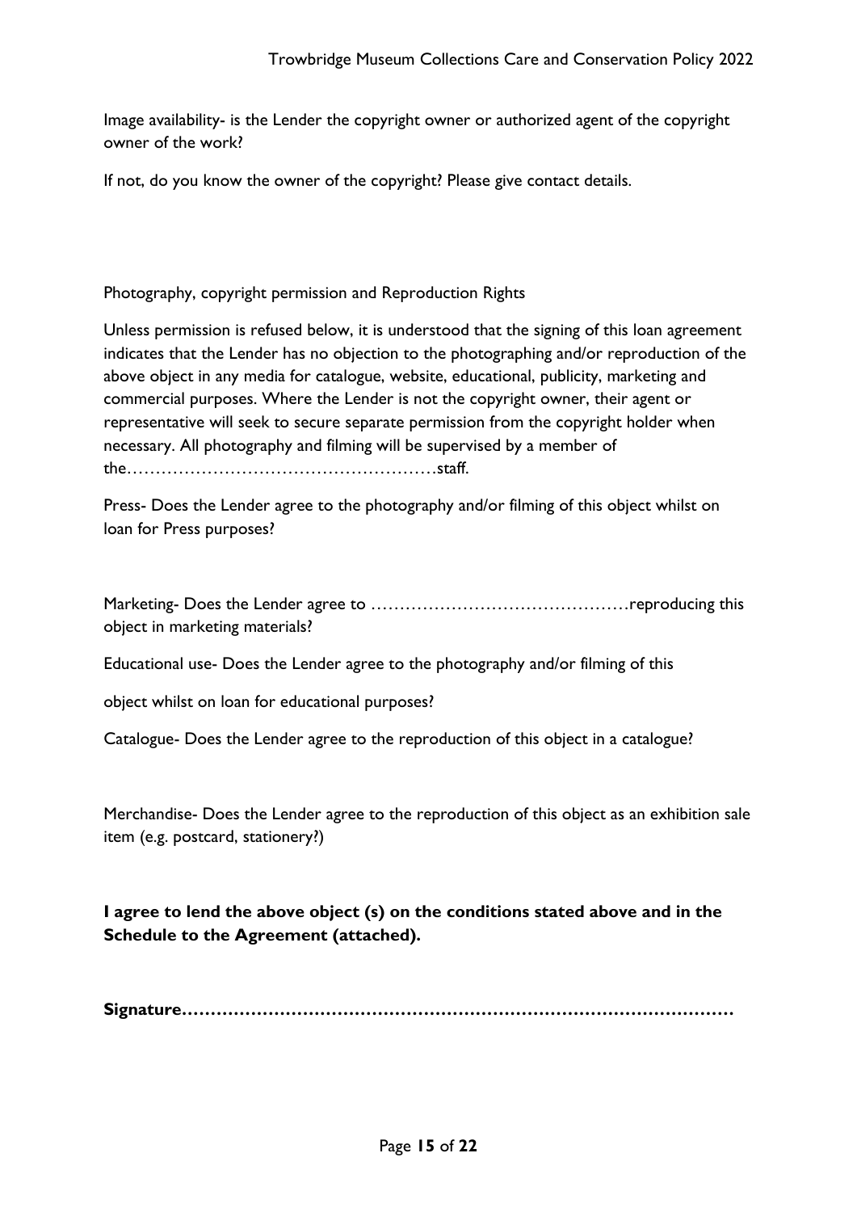Image availability- is the Lender the copyright owner or authorized agent of the copyright owner of the work?

If not, do you know the owner of the copyright? Please give contact details.

Photography, copyright permission and Reproduction Rights

Unless permission is refused below, it is understood that the signing of this loan agreement indicates that the Lender has no objection to the photographing and/or reproduction of the above object in any media for catalogue, website, educational, publicity, marketing and commercial purposes. Where the Lender is not the copyright owner, their agent or representative will seek to secure separate permission from the copyright holder when necessary. All photography and filming will be supervised by a member of the……………………………………………staff.

Press- Does the Lender agree to the photography and/or filming of this object whilst on loan for Press purposes?

Marketing- Does the Lender agree to ………………………………………reproducing this object in marketing materials?

Educational use- Does the Lender agree to the photography and/or filming of this

object whilst on loan for educational purposes?

Catalogue- Does the Lender agree to the reproduction of this object in a catalogue?

Merchandise- Does the Lender agree to the reproduction of this object as an exhibition sale item (e.g. postcard, stationery?)

**I agree to lend the above object (s) on the conditions stated above and in the Schedule to the Agreement (attached).**

**Signature………………………………………………………………………………**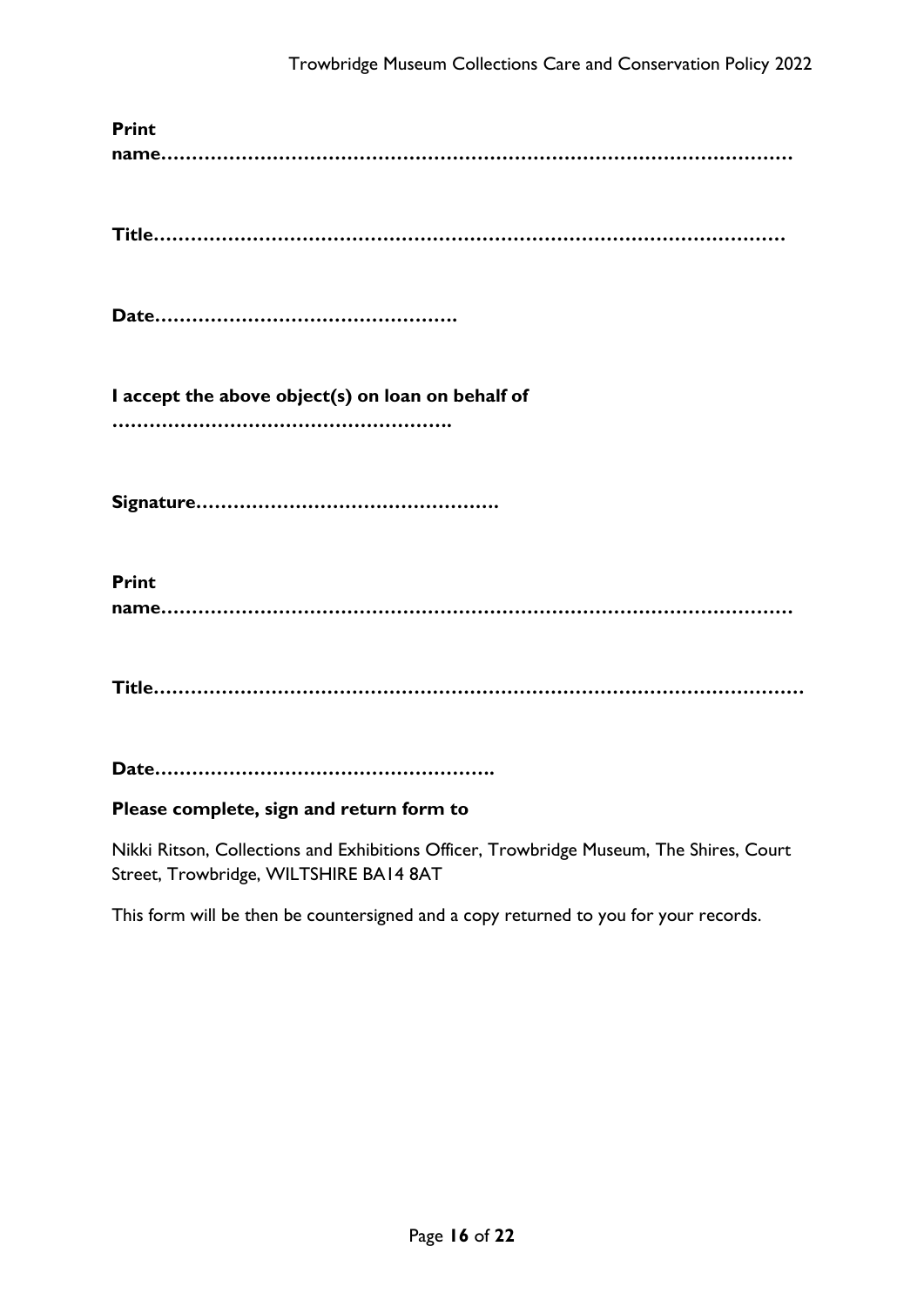**Print name……………………………………………………………………………………**

**Title……………………………………………………………………………………**

**Date………………………………………….**

**I accept the above object(s) on loan on behalf of ……………………………………………….**

**Signature………………………………………….**

**Print name……………………………………………………………………………………**

**Title……………………………………………………………………………………**

**Date……………………………………………….**

**Please complete, sign and return form to**

Nikki Ritson, Collections and Exhibitions Officer, Trowbridge Museum, The Shires, Court Street, Trowbridge, WILTSHIRE BA14 8AT

This form will be then be countersigned and a copy returned to you for your records.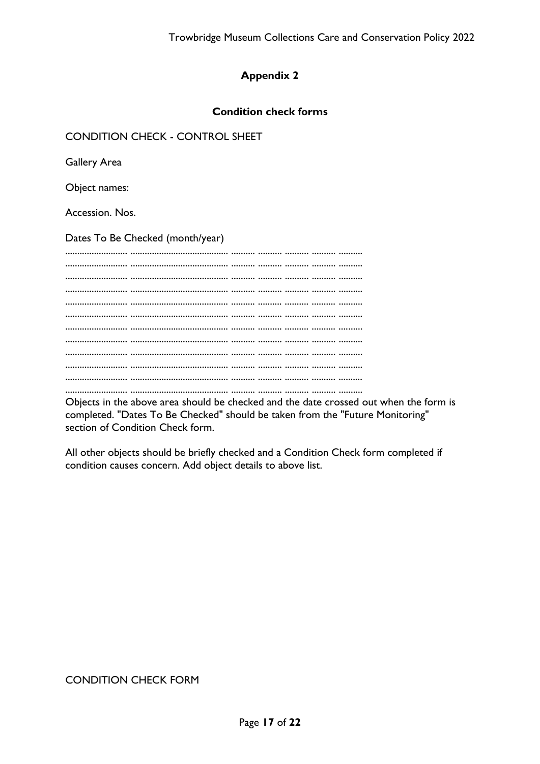## Appendix 2

### Condition check forms

CONDITION CHECK - CONTROL SHEET

Gallery Area

Object names:

Accession. Nos.

Dates To Be Checked (month/year)

.......................... ......................................... .......... .......... .......... .......... ..........
.......................... ......................................... .......... .......... .......... .......... ..........
.......................... ......................................... .......... .......... .......... .......... ..........
.......................... ......................................... .......... .......... .......... .......... ..........
.......................... ......................................... .......... .......... .......... .......... ..........
.......................... ......................................... .......... .......... .......... .......... ..........
.......................... ......................................... .......... .......... .......... .......... ..........
.......................... ......................................... .......... .......... .......... .......... ..........
.......................... ......................................... .......... .......... .......... .......... ..........
.......................... ......................................... .......... .......... .......... .......... ..........
.......................... ......................................... .......... .......... .......... .......... ..........
.......................... ......................................... .......... .......... .......... .......... ..........

Objects in the above area should be checked and the date crossed out when the form is completed. "Dates To Be Checked" should be taken from the "Future Monitoring" section of Condition Check form.

All other objects should be briefly checked and a Condition Check form completed if condition causes concern. Add object details to above list.

CONDITION CHECK FORM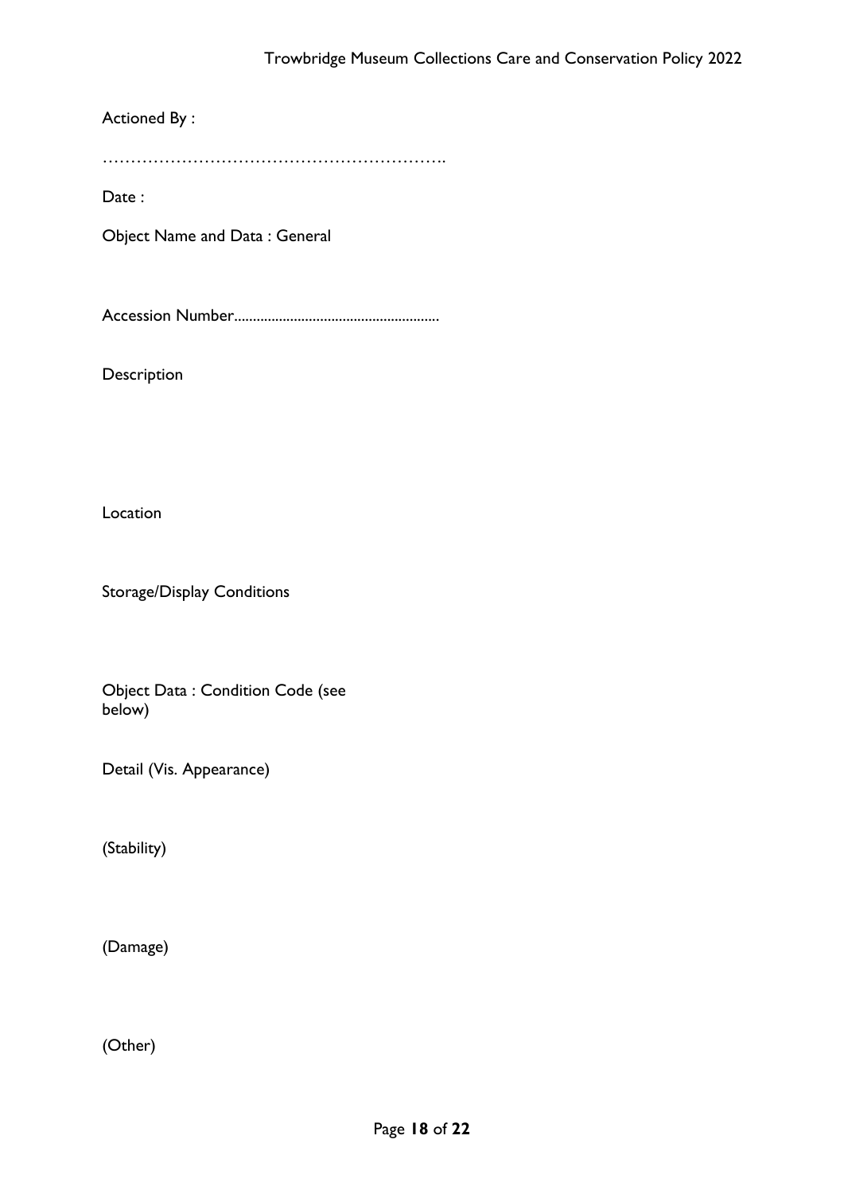Actioned By :

……………………………………………………..

Date :

Object Name and Data : General

Accession Number......................................................

Description

Location

Storage/Display Conditions

Object Data : Condition Code (see below)

Detail (Vis. Appearance)

(Stability)

(Damage)

(Other)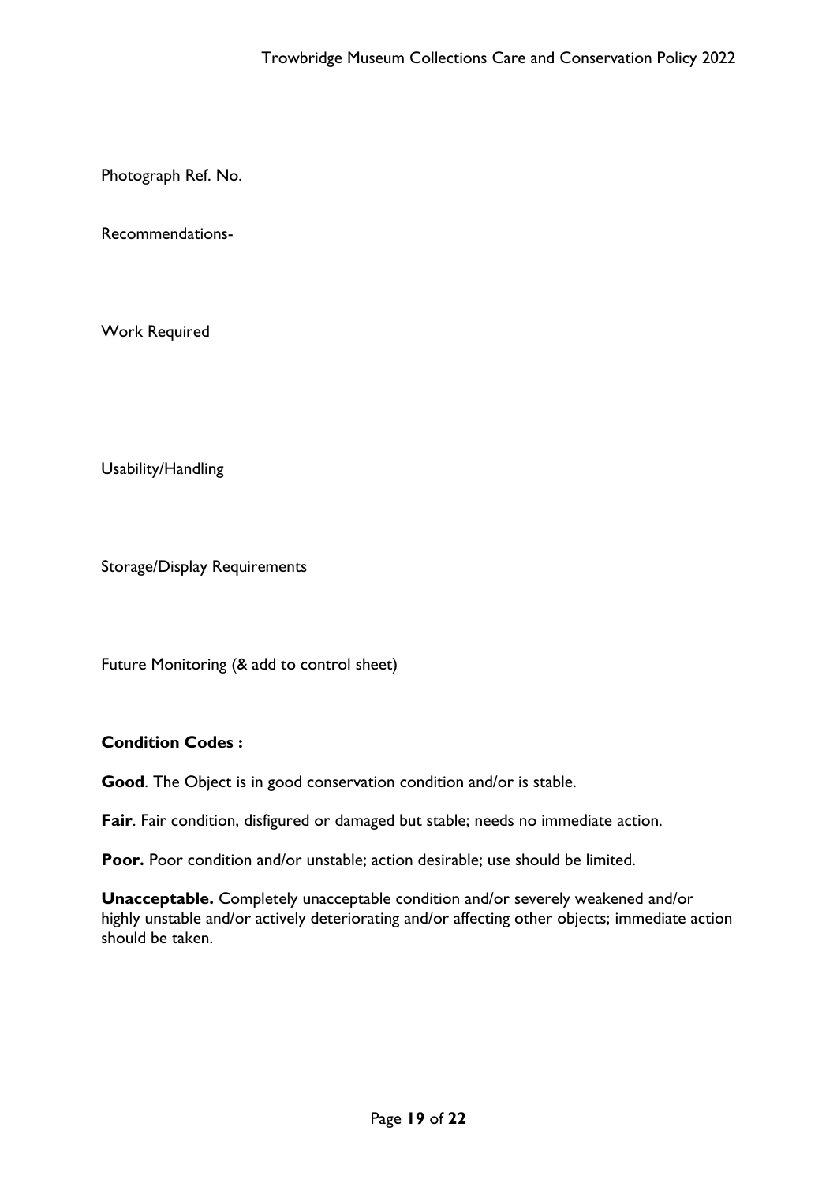Photograph Ref. No.

Recommendations-

Work Required

Usability/Handling

Storage/Display Requirements

Future Monitoring (& add to control sheet)

**Condition Codes :**

**Good**. The Object is in good conservation condition and/or is stable.

**Fair**. Fair condition, disfigured or damaged but stable; needs no immediate action.

**Poor.** Poor condition and/or unstable; action desirable; use should be limited.

**Unacceptable.** Completely unacceptable condition and/or severely weakened and/or highly unstable and/or actively deteriorating and/or affecting other objects; immediate action should be taken.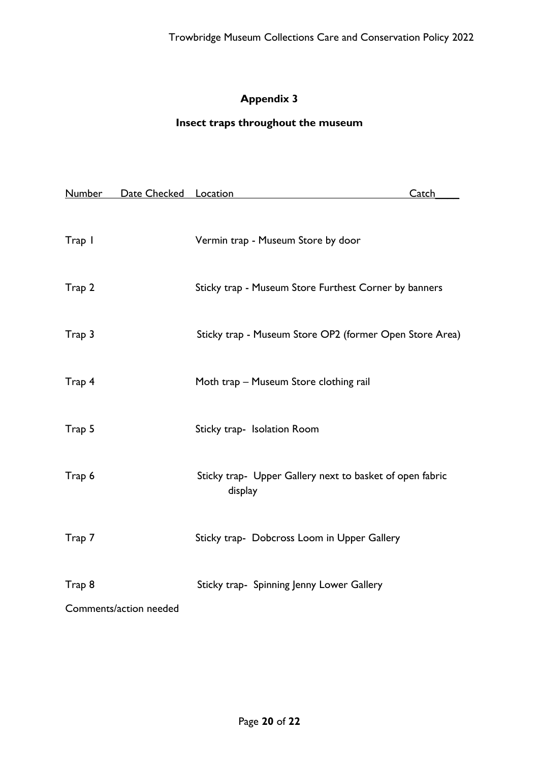## Appendix 3

## Insect traps throughout the museum

| Number | Date Checked | Location | Catch |
|---|---|---|---|
| Trap 1 | | Vermin trap - Museum Store by door | |
| Trap 2 | | Sticky trap - Museum Store Furthest Corner by banners | |
| Trap 3 | | Sticky trap - Museum Store OP2 (former Open Store Area) | |
| Trap 4 | | Moth trap – Museum Store clothing rail | |
| Trap 5 | | Sticky trap- Isolation Room | |
| Trap 6 | | Sticky trap- Upper Gallery next to basket of open fabric display | |
| Trap 7 | | Sticky trap- Dobcross Loom in Upper Gallery | |
| Trap 8 | | Sticky trap- Spinning Jenny Lower Gallery | |

Comments/action needed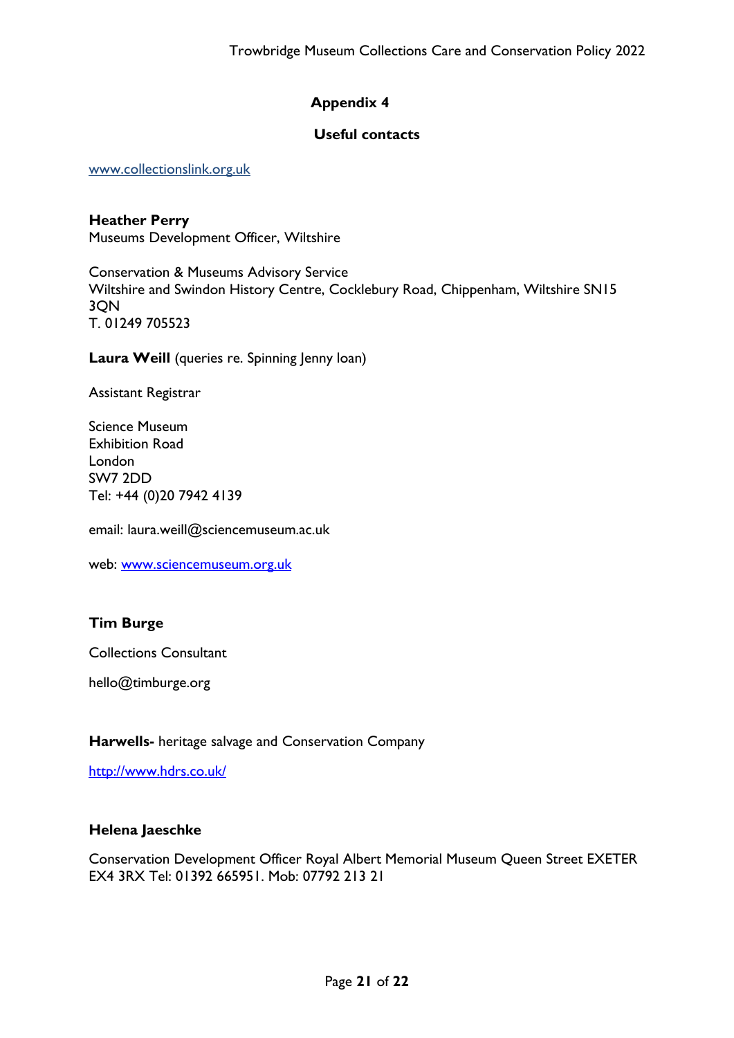## Appendix 4

### Useful contacts

www.collectionslink.org.uk

**Heather Perry**
Museums Development Officer, Wiltshire

Conservation & Museums Advisory Service
Wiltshire and Swindon History Centre, Cocklebury Road, Chippenham, Wiltshire SN15 3QN
T. 01249 705523

**Laura Weill** (queries re. Spinning Jenny loan)

Assistant Registrar

Science Museum
Exhibition Road
London
SW7 2DD
Tel: +44 (0)20 7942 4139

email: laura.weill@sciencemuseum.ac.uk

web: www.sciencemuseum.org.uk

**Tim Burge**

Collections Consultant

hello@timburge.org

**Harwells-** heritage salvage and Conservation Company

http://www.hdrs.co.uk/

**Helena Jaeschke**

Conservation Development Officer Royal Albert Memorial Museum Queen Street EXETER EX4 3RX Tel: 01392 665951. Mob: 07792 213 21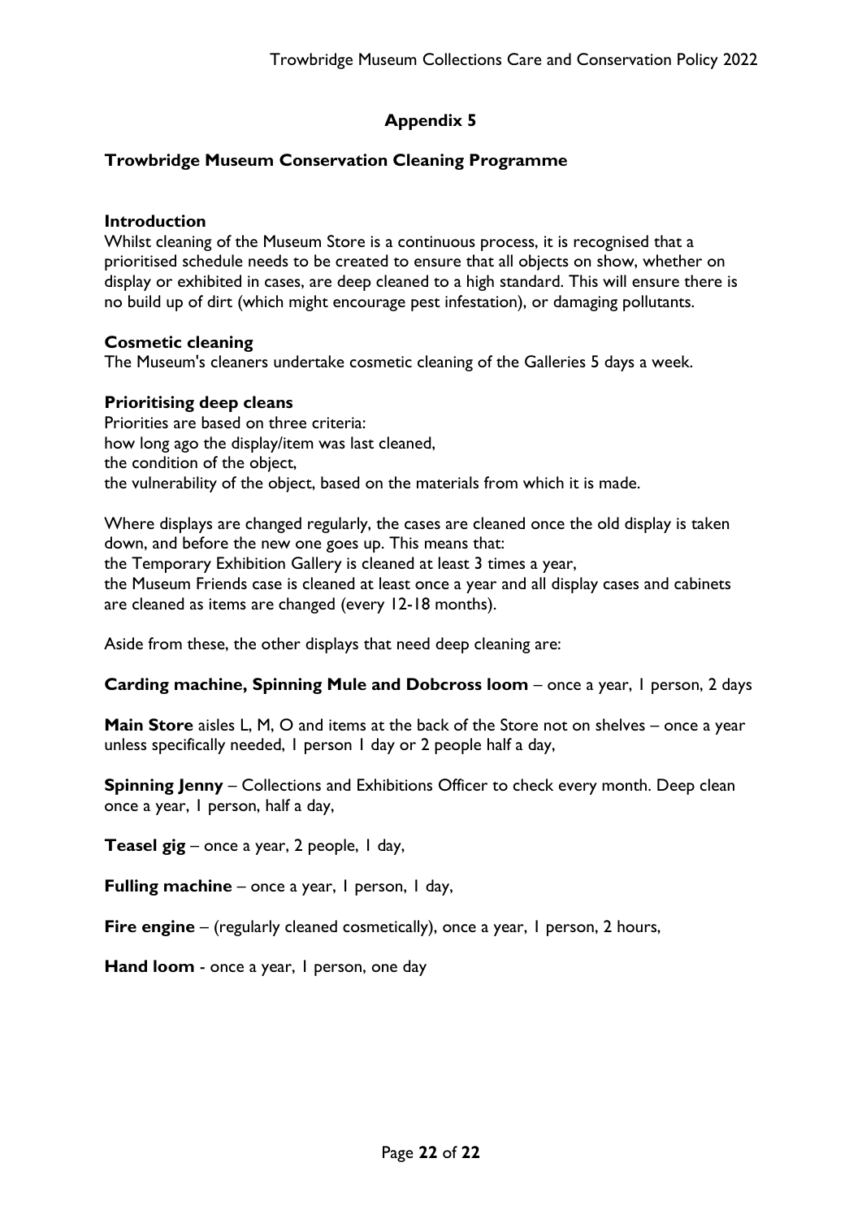## Appendix 5

### Trowbridge Museum Conservation Cleaning Programme

**Introduction**

Whilst cleaning of the Museum Store is a continuous process, it is recognised that a prioritised schedule needs to be created to ensure that all objects on show, whether on display or exhibited in cases, are deep cleaned to a high standard. This will ensure there is no build up of dirt (which might encourage pest infestation), or damaging pollutants.

**Cosmetic cleaning**

The Museum's cleaners undertake cosmetic cleaning of the Galleries 5 days a week.

**Prioritising deep cleans**

Priorities are based on three criteria:
how long ago the display/item was last cleaned,
the condition of the object,
the vulnerability of the object, based on the materials from which it is made.

Where displays are changed regularly, the cases are cleaned once the old display is taken down, and before the new one goes up. This means that:
the Temporary Exhibition Gallery is cleaned at least 3 times a year,
the Museum Friends case is cleaned at least once a year and all display cases and cabinets are cleaned as items are changed (every 12-18 months).

Aside from these, the other displays that need deep cleaning are:

**Carding machine, Spinning Mule and Dobcross loom** – once a year, 1 person, 2 days

**Main Store** aisles L, M, O and items at the back of the Store not on shelves – once a year unless specifically needed, 1 person 1 day or 2 people half a day,

**Spinning Jenny** – Collections and Exhibitions Officer to check every month. Deep clean once a year, 1 person, half a day,

**Teasel gig** – once a year, 2 people, 1 day,

**Fulling machine** – once a year, 1 person, 1 day,

**Fire engine** – (regularly cleaned cosmetically), once a year, 1 person, 2 hours,

**Hand loom** - once a year, 1 person, one day